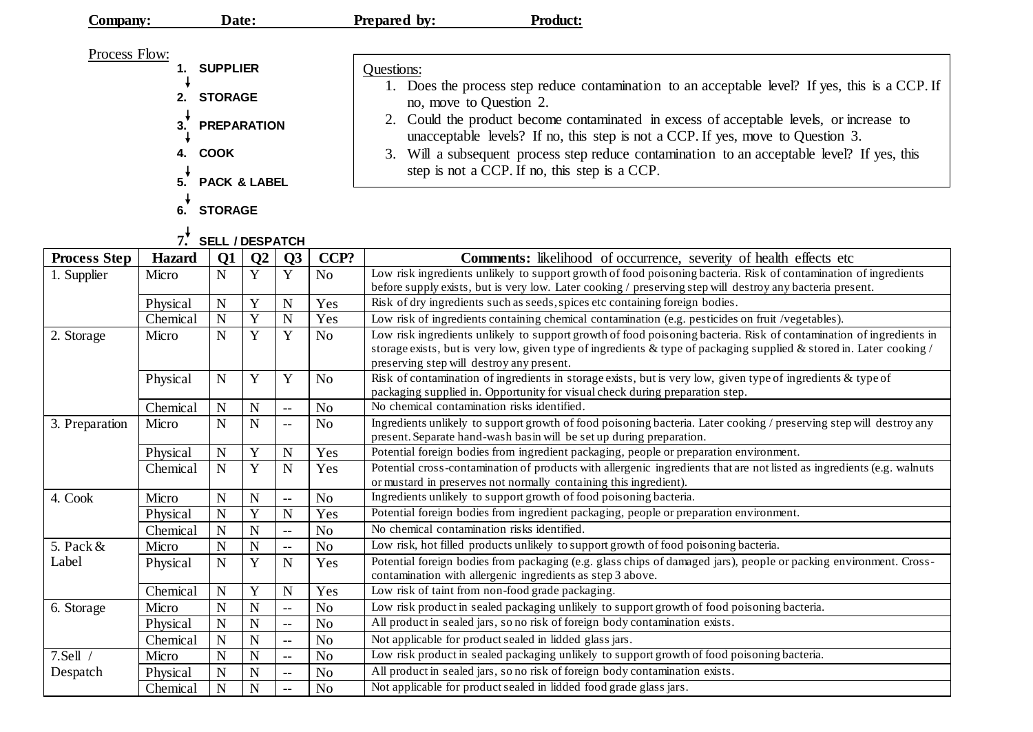**Company:** **Date:** **Prepared by:** **Product:**

Process Flow:

1. **SUPPLIER**
2. **STORAGE**
3. **PREPARATION**
4. **COOK**
5. **PACK & LABEL**
6. **STORAGE**
7. **SELL / DESPATCH**

Questions:

1. Does the process step reduce contamination to an acceptable level? If yes, this is a CCP. If no, move to Question 2.
2. Could the product become contaminated in excess of acceptable levels, or increase to unacceptable levels? If no, this step is not a CCP. If yes, move to Question 3.
3. Will a subsequent process step reduce contamination to an acceptable level? If yes, this step is not a CCP. If no, this step is a CCP.

| Process Step | Hazard | Q1 | Q2 | Q3 | CCP? | **Comments:** likelihood of occurrence, severity of health effects etc |
|---|---|---|---|---|---|---|
| 1. Supplier | Micro | N | Y | Y | No | Low risk ingredients unlikely to support growth of food poisoning bacteria. Risk of contamination of ingredients before supply exists, but is very low. Later cooking / preserving step will destroy any bacteria present. |
| | Physical | N | Y | N | Yes | Risk of dry ingredients such as seeds, spices etc containing foreign bodies. |
| | Chemical | N | Y | N | Yes | Low risk of ingredients containing chemical contamination (e.g. pesticides on fruit /vegetables). |
| 2. Storage | Micro | N | Y | Y | No | Low risk ingredients unlikely to support growth of food poisoning bacteria. Risk of contamination of ingredients in storage exists, but is very low, given type of ingredients & type of packaging supplied & stored in. Later cooking / preserving step will destroy any present. |
| | Physical | N | Y | Y | No | Risk of contamination of ingredients in storage exists, but is very low, given type of ingredients & type of packaging supplied in. Opportunity for visual check during preparation step. |
| | Chemical | N | N | -- | No | No chemical contamination risks identified. |
| 3. Preparation | Micro | N | N | -- | No | Ingredients unlikely to support growth of food poisoning bacteria. Later cooking / preserving step will destroy any present. Separate hand-wash basin will be set up during preparation. |
| | Physical | N | Y | N | Yes | Potential foreign bodies from ingredient packaging, people or preparation environment. |
| | Chemical | N | Y | N | Yes | Potential cross-contamination of products with allergenic ingredients that are not listed as ingredients (e.g. walnuts or mustard in preserves not normally containing this ingredient). |
| 4. Cook | Micro | N | N | -- | No | Ingredients unlikely to support growth of food poisoning bacteria. |
| | Physical | N | Y | N | Yes | Potential foreign bodies from ingredient packaging, people or preparation environment. |
| | Chemical | N | N | -- | No | No chemical contamination risks identified. |
| 5. Pack & Label | Micro | N | N | -- | No | Low risk, hot filled products unlikely to support growth of food poisoning bacteria. |
| | Physical | N | Y | N | Yes | Potential foreign bodies from packaging (e.g. glass chips of damaged jars), people or packing environment. Cross-contamination with allergenic ingredients as step 3 above. |
| | Chemical | N | Y | N | Yes | Low risk of taint from non-food grade packaging. |
| 6. Storage | Micro | N | N | -- | No | Low risk product in sealed packaging unlikely to support growth of food poisoning bacteria. |
| | Physical | N | N | -- | No | All product in sealed jars, so no risk of foreign body contamination exists. |
| | Chemical | N | N | -- | No | Not applicable for product sealed in lidded glass jars. |
| 7.Sell / Despatch | Micro | N | N | -- | No | Low risk product in sealed packaging unlikely to support growth of food poisoning bacteria. |
| | Physical | N | N | -- | No | All product in sealed jars, so no risk of foreign body contamination exists. |
| | Chemical | N | N | -- | No | Not applicable for product sealed in lidded food grade glass jars. |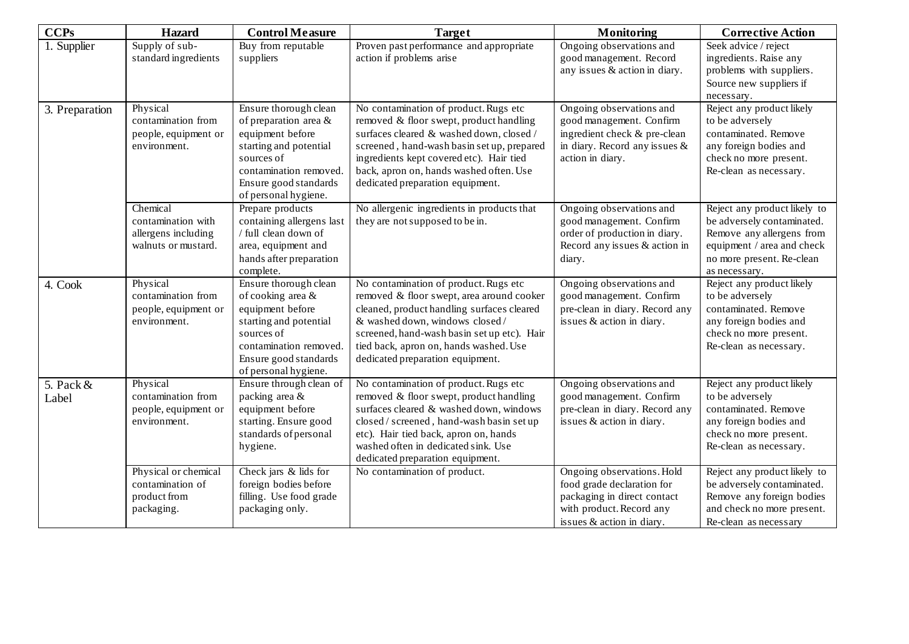| CCPs | Hazard | Control Measure | Target | Monitoring | Corrective Action |
|---|---|---|---|---|---|
| 1. Supplier | Supply of sub-standard ingredients | Buy from reputable suppliers | Proven past performance and appropriate action if problems arise | Ongoing observations and good management. Record any issues & action in diary. | Seek advice / reject ingredients. Raise any problems with suppliers. Source new suppliers if necessary. |
| 3. Preparation | Physical contamination from people, equipment or environment. | Ensure thorough clean of preparation area & equipment before starting and potential sources of contamination removed. Ensure good standards of personal hygiene. | No contamination of product. Rugs etc removed & floor swept, product handling surfaces cleared & washed down, closed / screened , hand-wash basin set up, prepared ingredients kept covered etc). Hair tied back, apron on, hands washed often. Use dedicated preparation equipment. | Ongoing observations and good management. Confirm ingredient check & pre-clean in diary. Record any issues & action in diary. | Reject any product likely to be adversely contaminated. Remove any foreign bodies and check no more present. Re-clean as necessary. |
| | Chemical contamination with allergens including walnuts or mustard. | Prepare products containing allergens last / full clean down of area, equipment and hands after preparation complete. | No allergenic ingredients in products that they are not supposed to be in. | Ongoing observations and good management. Confirm order of production in diary. Record any issues & action in diary. | Reject any product likely to be adversely contaminated. Remove any allergens from equipment / area and check no more present. Re-clean as necessary. |
| 4. Cook | Physical contamination from people, equipment or environment. | Ensure thorough clean of cooking area & equipment before starting and potential sources of contamination removed. Ensure good standards of personal hygiene. | No contamination of product. Rugs etc removed & floor swept, area around cooker cleaned, product handling surfaces cleared & washed down, windows closed / screened, hand-wash basin set up etc). Hair tied back, apron on, hands washed. Use dedicated preparation equipment. | Ongoing observations and good management. Confirm pre-clean in diary. Record any issues & action in diary. | Reject any product likely to be adversely contaminated. Remove any foreign bodies and check no more present. Re-clean as necessary. |
| 5. Pack & Label | Physical contamination from people, equipment or environment. | Ensure through clean of packing area & equipment before starting. Ensure good standards of personal hygiene. | No contamination of product. Rugs etc removed & floor swept, product handling surfaces cleared & washed down, windows closed / screened , hand-wash basin set up etc). Hair tied back, apron on, hands washed often in dedicated sink. Use dedicated preparation equipment. | Ongoing observations and good management. Confirm pre-clean in diary. Record any issues & action in diary. | Reject any product likely to be adversely contaminated. Remove any foreign bodies and check no more present. Re-clean as necessary. |
| | Physical or chemical contamination of product from packaging. | Check jars & lids for foreign bodies before filling. Use food grade packaging only. | No contamination of product. | Ongoing observations. Hold food grade declaration for packaging in direct contact with product. Record any issues & action in diary. | Reject any product likely to be adversely contaminated. Remove any foreign bodies and check no more present. Re-clean as necessary |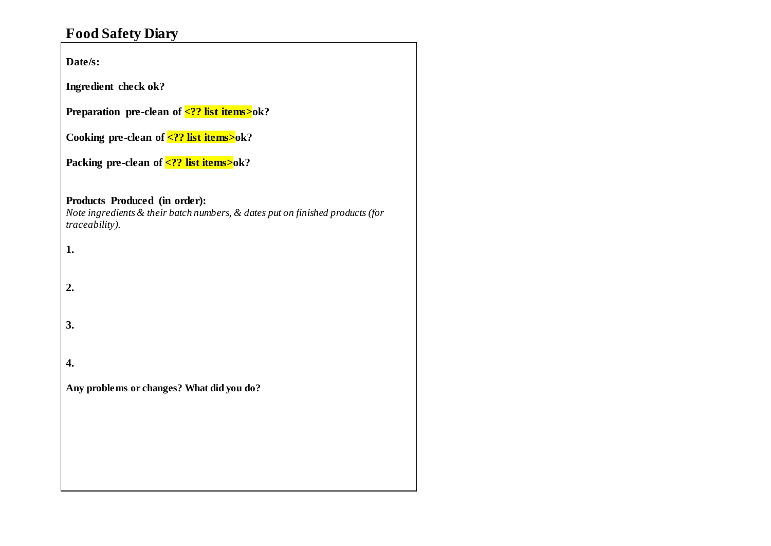## Food Safety Diary

**Date/s:**

**Ingredient check ok?**

**Preparation pre-clean of <?? list items>ok?**

**Cooking pre-clean of <?? list items>ok?**

**Packing pre-clean of <?? list items>ok?**

**Products Produced (in order):**
*Note ingredients & their batch numbers, & dates put on finished products (for traceability).*

**1.**

**2.**

**3.**

**4.**

**Any problems or changes? What did you do?**